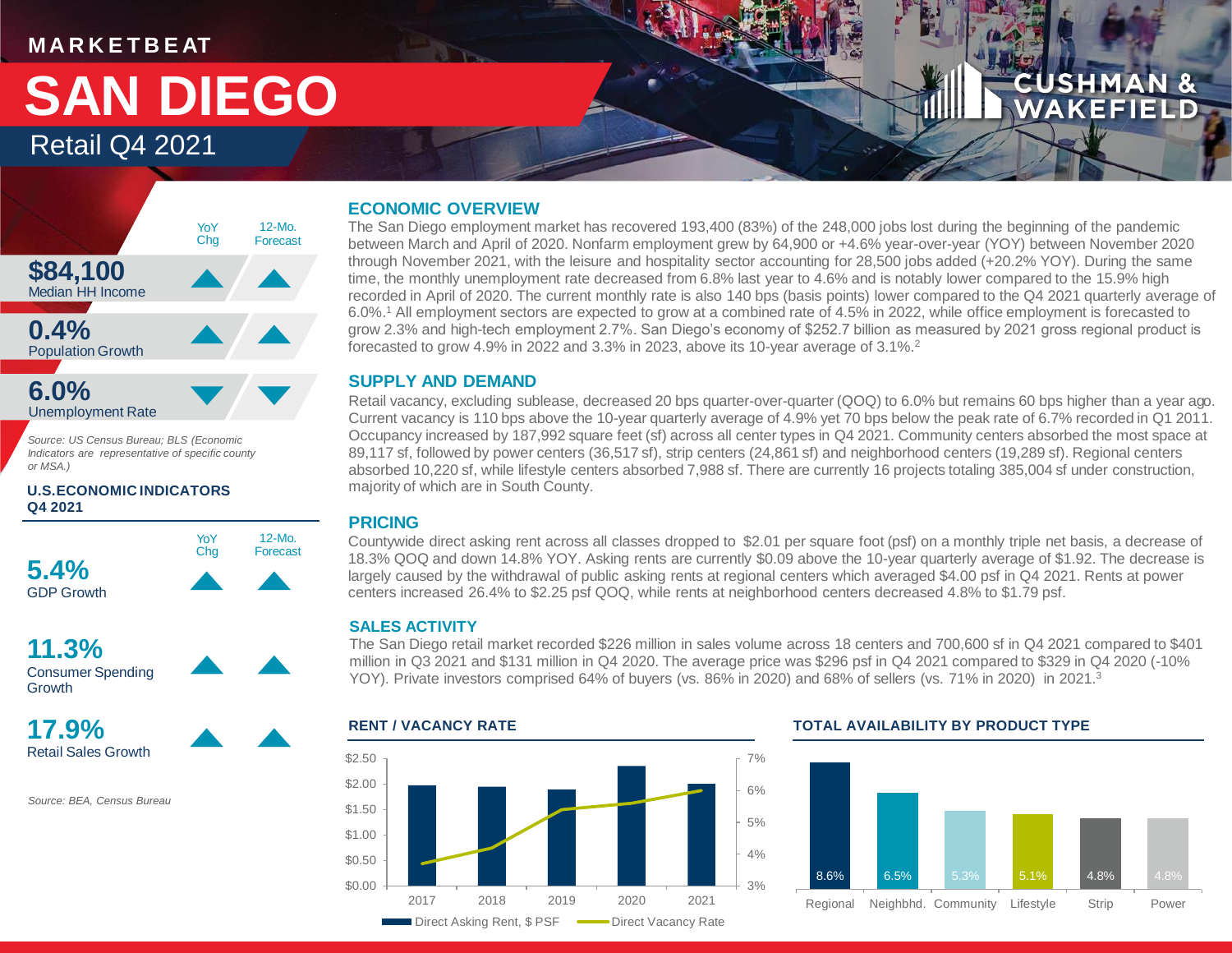MARKETBEAT

# SAN DIEGO

## Retail Q4 2021

| | YoY Chg | 12-Mo. Forecast |
|---|---|---|
| **$84,100** Median HH Income | ▲ | ▲ |
| **0.4%** Population Growth | ▲ | ▲ |
| **6.0%** Unemployment Rate | ▼ | ▼ |

*Source: US Census Bureau; BLS (Economic Indicators are representative of specific county or MSA.)*

**U.S.ECONOMIC INDICATORS Q4 2021**

| | YoY Chg | 12-Mo. Forecast |
|---|---|---|
| **5.4%** GDP Growth | ▲ | ▲ |
| **11.3%** Consumer Spending Growth | ▲ | ▲ |
| **17.9%** Retail Sales Growth | ▲ | ▲ |

*Source: BEA, Census Bureau*

### ECONOMIC OVERVIEW

The San Diego employment market has recovered 193,400 (83%) of the 248,000 jobs lost during the beginning of the pandemic between March and April of 2020. Nonfarm employment grew by 64,900 or +4.6% year-over-year (YOY) between November 2020 through November 2021, with the leisure and hospitality sector accounting for 28,500 jobs added (+20.2% YOY). During the same time, the monthly unemployment rate decreased from 6.8% last year to 4.6% and is notably lower compared to the 15.9% high recorded in April of 2020. The current monthly rate is also 140 bps (basis points) lower compared to the Q4 2021 quarterly average of 6.0%.[1] All employment sectors are expected to grow at a combined rate of 4.5% in 2022, while office employment is forecasted to grow 2.3% and high-tech employment 2.7%. San Diego's economy of $252.7 billion as measured by 2021 gross regional product is forecasted to grow 4.9% in 2022 and 3.3% in 2023, above its 10-year average of 3.1%.[2]

### SUPPLY AND DEMAND

Retail vacancy, excluding sublease, decreased 20 bps quarter-over-quarter (QOQ) to 6.0% but remains 60 bps higher than a year ago. Current vacancy is 110 bps above the 10-year quarterly average of 4.9% yet 70 bps below the peak rate of 6.7% recorded in Q1 2011. Occupancy increased by 187,992 square feet (sf) across all center types in Q4 2021. Community centers absorbed the most space at 89,117 sf, followed by power centers (36,517 sf), strip centers (24,861 sf) and neighborhood centers (19,289 sf). Regional centers absorbed 10,220 sf, while lifestyle centers absorbed 7,988 sf. There are currently 16 projects totaling 385,004 sf under construction, majority of which are in South County.

### PRICING

Countywide direct asking rent across all classes dropped to $2.01 per square foot (psf) on a monthly triple net basis, a decrease of 18.3% QOQ and down 14.8% YOY. Asking rents are currently $0.09 above the 10-year quarterly average of $1.92. The decrease is largely caused by the withdrawal of public asking rents at regional centers which averaged $4.00 psf in Q4 2021. Rents at power centers increased 26.4% to $2.25 psf QOQ, while rents at neighborhood centers decreased 4.8% to $1.79 psf.

### SALES ACTIVITY

The San Diego retail market recorded $226 million in sales volume across 18 centers and 700,600 sf in Q4 2021 compared to $401 million in Q3 2021 and $131 million in Q4 2020. The average price was $296 psf in Q4 2021 compared to $329 in Q4 2020 (-10% YOY). Private investors comprised 64% of buyers (vs. 86% in 2020) and 68% of sellers (vs. 71% in 2020) in 2021.[3]

**RENT / VACANCY RATE**

Direct Asking Rent, $ PSF; Direct Vacancy Rate (2017–2021)

**TOTAL AVAILABILITY BY PRODUCT TYPE**

| Regional | Neighbhd. | Community | Lifestyle | Strip | Power |
|---|---|---|---|---|---|
| 8.6% | 6.5% | 5.3% | 5.1% | 4.8% | 4.8% |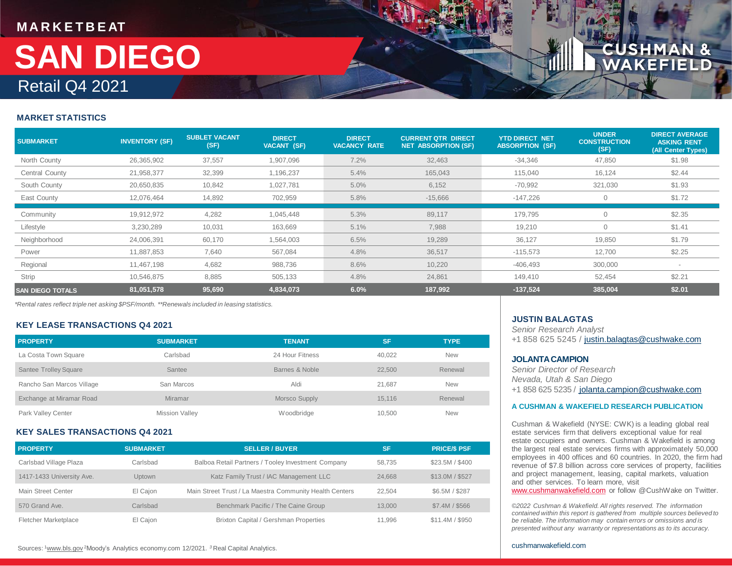# MARKETBEAT

# SAN DIEGO

## Retail Q4 2021

### MARKET STATISTICS

| SUBMARKET | INVENTORY (SF) | SUBLET VACANT (SF) | DIRECT VACANT (SF) | DIRECT VACANCY RATE | CURRENT QTR DIRECT NET ABSORPTION (SF) | YTD DIRECT NET ABSORPTION (SF) | UNDER CONSTRUCTION (SF) | DIRECT AVERAGE ASKING RENT (All Center Types) |
|---|---|---|---|---|---|---|---|---|
| North County | 26,365,902 | 37,557 | 1,907,096 | 7.2% | 32,463 | -34,346 | 47,850 | $1.98 |
| Central County | 21,958,377 | 32,399 | 1,196,237 | 5.4% | 165,043 | 115,040 | 16,124 | $2.44 |
| South County | 20,650,835 | 10,842 | 1,027,781 | 5.0% | 6,152 | -70,992 | 321,030 | $1.93 |
| East County | 12,076,464 | 14,892 | 702,959 | 5.8% | -15,666 | -147,226 | 0 | $1.72 |
| Community | 19,912,972 | 4,282 | 1,045,448 | 5.3% | 89,117 | 179,795 | 0 | $2.35 |
| Lifestyle | 3,230,289 | 10,031 | 163,669 | 5.1% | 7,988 | 19,210 | 0 | $1.41 |
| Neighborhood | 24,006,391 | 60,170 | 1,564,003 | 6.5% | 19,289 | 36,127 | 19,850 | $1.79 |
| Power | 11,887,853 | 7,640 | 567,084 | 4.8% | 36,517 | -115,573 | 12,700 | $2.25 |
| Regional | 11,467,198 | 4,682 | 988,736 | 8.6% | 10,220 | -406,493 | 300,000 | - |
| Strip | 10,546,875 | 8,885 | 505,133 | 4.8% | 24,861 | 149,410 | 52,454 | $2.21 |
| **SAN DIEGO TOTALS** | **81,051,578** | **95,690** | **4,834,073** | **6.0%** | **187,992** | **-137,524** | **385,004** | **$2.01** |

*\*Rental rates reflect triple net asking $PSF/month. \*\*Renewals included in leasing statistics.*

### KEY LEASE TRANSACTIONS Q4 2021

| PROPERTY | SUBMARKET | TENANT | SF | TYPE |
|---|---|---|---|---|
| La Costa Town Square | Carlsbad | 24 Hour Fitness | 40,022 | New |
| Santee Trolley Square | Santee | Barnes & Noble | 22,500 | Renewal |
| Rancho San Marcos Village | San Marcos | Aldi | 21,687 | New |
| Exchange at Miramar Road | Miramar | Morsco Supply | 15,116 | Renewal |
| Park Valley Center | Mission Valley | Woodbridge | 10,500 | New |

### KEY SALES TRANSACTIONS Q4 2021

| PROPERTY | SUBMARKET | SELLER / BUYER | SF | PRICE/$ PSF |
|---|---|---|---|---|
| Carlsbad Village Plaza | Carlsbad | Balboa Retail Partners / Tooley Investment Company | 58,735 | $23.5M / $400 |
| 1417-1433 University Ave. | Uptown | Katz Family Trust / IAC Management LLC | 24,668 | $13.0M / $527 |
| Main Street Center | El Cajon | Main Street Trust / La Maestra Community Health Centers | 22,504 | $6.5M / $287 |
| 570 Grand Ave. | Carlsbad | Benchmark Pacific / The Caine Group | 13,000 | $7.4M / $566 |
| Fletcher Marketplace | El Cajon | Brixton Capital / Gershman Properties | 11,996 | $11.4M / $950 |

Sources: [1]www.bls.gov [2]Moody's Analytics economy.com 12/2021. [3]Real Capital Analytics.

**JUSTIN BALAGTAS**
*Senior Research Analyst*
+1 858 625 5245 / justin.balagtas@cushwake.com

**JOLANTA CAMPION**
*Senior Director of Research*
*Nevada, Utah & San Diego*
+1 858 625 5235 / jolanta.campion@cushwake.com

**A CUSHMAN & WAKEFIELD RESEARCH PUBLICATION**

Cushman & Wakefield (NYSE: CWK) is a leading global real estate services firm that delivers exceptional value for real estate occupiers and owners. Cushman & Wakefield is among the largest real estate services firms with approximately 50,000 employees in 400 offices and 60 countries. In 2020, the firm had revenue of $7.8 billion across core services of property, facilities and project management, leasing, capital markets, valuation and other services. To learn more, visit www.cushmanwakefield.com or follow @CushWake on Twitter.

*©2022 Cushman & Wakefield. All rights reserved. The information contained within this report is gathered from multiple sources believed to be reliable. The information may contain errors or omissions and is presented without any warranty or representations as to its accuracy.*

cushmanwakefield.com